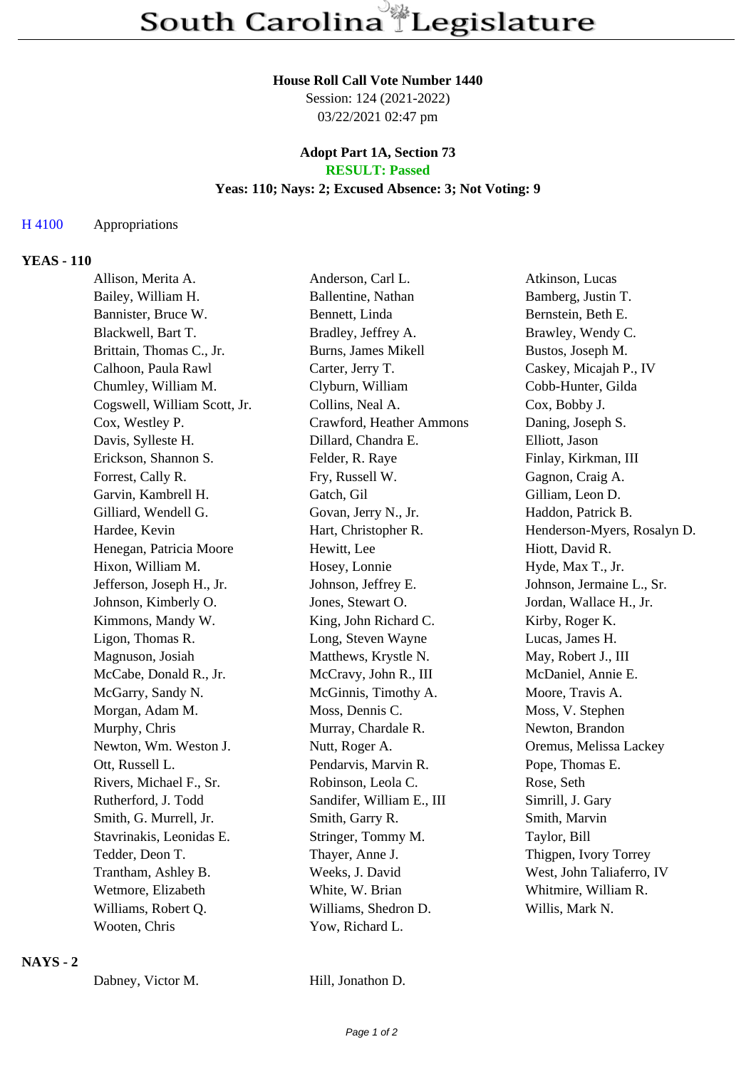# South Carolina Legislature

**House Roll Call Vote Number 1440**
Session: 124 (2021-2022)
03/22/2021 02:47 pm

**Adopt Part 1A, Section 73**
**RESULT: Passed**
**Yeas: 110; Nays: 2; Excused Absence: 3; Not Voting: 9**

H 4100 Appropriations

### YEAS - 110

| | | |
|---|---|---|
| Allison, Merita A. | Anderson, Carl L. | Atkinson, Lucas |
| Bailey, William H. | Ballentine, Nathan | Bamberg, Justin T. |
| Bannister, Bruce W. | Bennett, Linda | Bernstein, Beth E. |
| Blackwell, Bart T. | Bradley, Jeffrey A. | Brawley, Wendy C. |
| Brittain, Thomas C., Jr. | Burns, James Mikell | Bustos, Joseph M. |
| Calhoon, Paula Rawl | Carter, Jerry T. | Caskey, Micajah P., IV |
| Chumley, William M. | Clyburn, William | Cobb-Hunter, Gilda |
| Cogswell, William Scott, Jr. | Collins, Neal A. | Cox, Bobby J. |
| Cox, Westley P. | Crawford, Heather Ammons | Daning, Joseph S. |
| Davis, Sylleste H. | Dillard, Chandra E. | Elliott, Jason |
| Erickson, Shannon S. | Felder, R. Raye | Finlay, Kirkman, III |
| Forrest, Cally R. | Fry, Russell W. | Gagnon, Craig A. |
| Garvin, Kambrell H. | Gatch, Gil | Gilliam, Leon D. |
| Gilliard, Wendell G. | Govan, Jerry N., Jr. | Haddon, Patrick B. |
| Hardee, Kevin | Hart, Christopher R. | Henderson-Myers, Rosalyn D. |
| Henegan, Patricia Moore | Hewitt, Lee | Hiott, David R. |
| Hixon, William M. | Hosey, Lonnie | Hyde, Max T., Jr. |
| Jefferson, Joseph H., Jr. | Johnson, Jeffrey E. | Johnson, Jermaine L., Sr. |
| Johnson, Kimberly O. | Jones, Stewart O. | Jordan, Wallace H., Jr. |
| Kimmons, Mandy W. | King, John Richard C. | Kirby, Roger K. |
| Ligon, Thomas R. | Long, Steven Wayne | Lucas, James H. |
| Magnuson, Josiah | Matthews, Krystle N. | May, Robert J., III |
| McCabe, Donald R., Jr. | McCravy, John R., III | McDaniel, Annie E. |
| McGarry, Sandy N. | McGinnis, Timothy A. | Moore, Travis A. |
| Morgan, Adam M. | Moss, Dennis C. | Moss, V. Stephen |
| Murphy, Chris | Murray, Chardale R. | Newton, Brandon |
| Newton, Wm. Weston J. | Nutt, Roger A. | Oremus, Melissa Lackey |
| Ott, Russell L. | Pendarvis, Marvin R. | Pope, Thomas E. |
| Rivers, Michael F., Sr. | Robinson, Leola C. | Rose, Seth |
| Rutherford, J. Todd | Sandifer, William E., III | Simrill, J. Gary |
| Smith, G. Murrell, Jr. | Smith, Garry R. | Smith, Marvin |
| Stavrinakis, Leonidas E. | Stringer, Tommy M. | Taylor, Bill |
| Tedder, Deon T. | Thayer, Anne J. | Thigpen, Ivory Torrey |
| Trantham, Ashley B. | Weeks, J. David | West, John Taliaferro, IV |
| Wetmore, Elizabeth | White, W. Brian | Whitmire, William R. |
| Williams, Robert Q. | Williams, Shedron D. | Willis, Mark N. |
| Wooten, Chris | Yow, Richard L. | |

### NAYS - 2

| | |
|---|---|
| Dabney, Victor M. | Hill, Jonathon D. |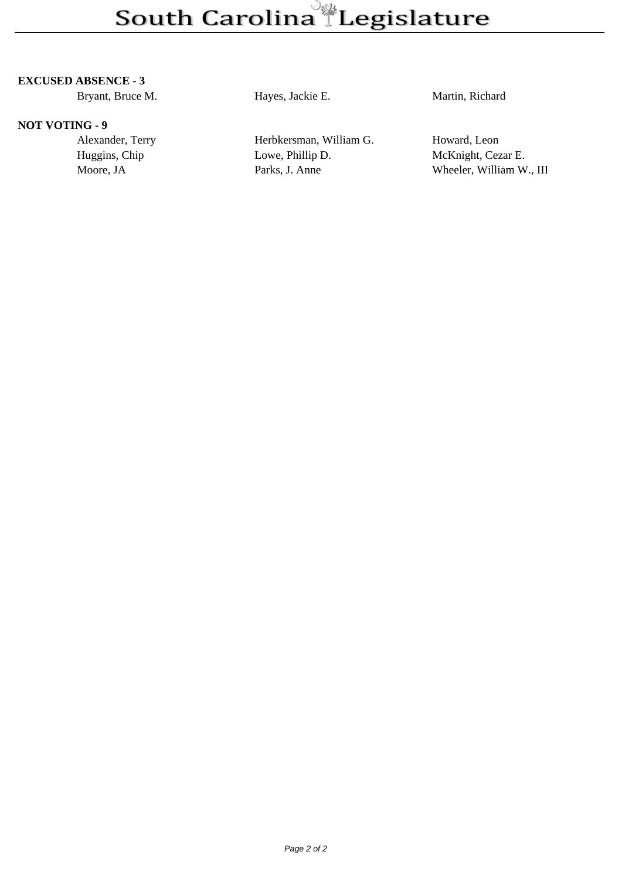**EXCUSED ABSENCE - 3**

| | | |
|---|---|---|
| Bryant, Bruce M. | Hayes, Jackie E. | Martin, Richard |

**NOT VOTING - 9**

| | | |
|---|---|---|
| Alexander, Terry | Herbkersman, William G. | Howard, Leon |
| Huggins, Chip | Lowe, Phillip D. | McKnight, Cezar E. |
| Moore, JA | Parks, J. Anne | Wheeler, William W., III |